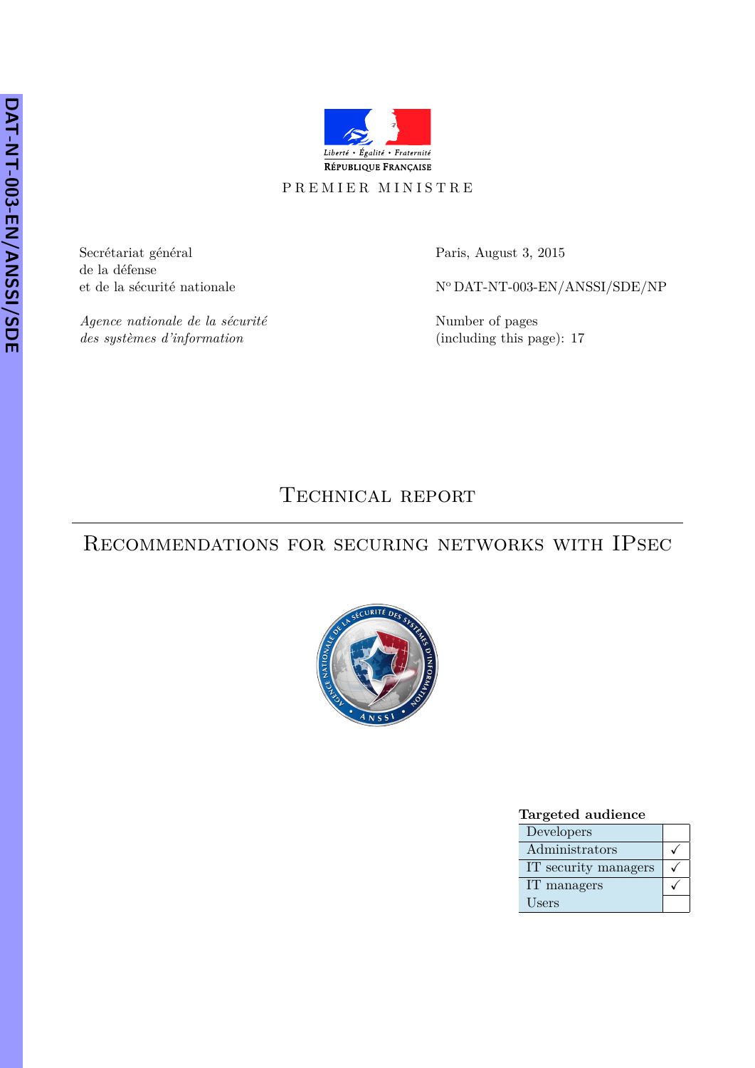RÉPUBLIQUE FRANÇAISE

PREMIER MINISTRE

Secrétariat général
de la défense
et de la sécurité nationale

*Agence nationale de la sécurité des systèmes d'information*

Paris, August 3, 2015

N° DAT-NT-003-EN/ANSSI/SDE/NP

Number of pages
(including this page): 17

# Technical report

## Recommendations for securing networks with IPsec

**Targeted audience**

| Audience | |
|---|---|
| Developers | |
| Administrators | ✓ |
| IT security managers | ✓ |
| IT managers | ✓ |
| Users | |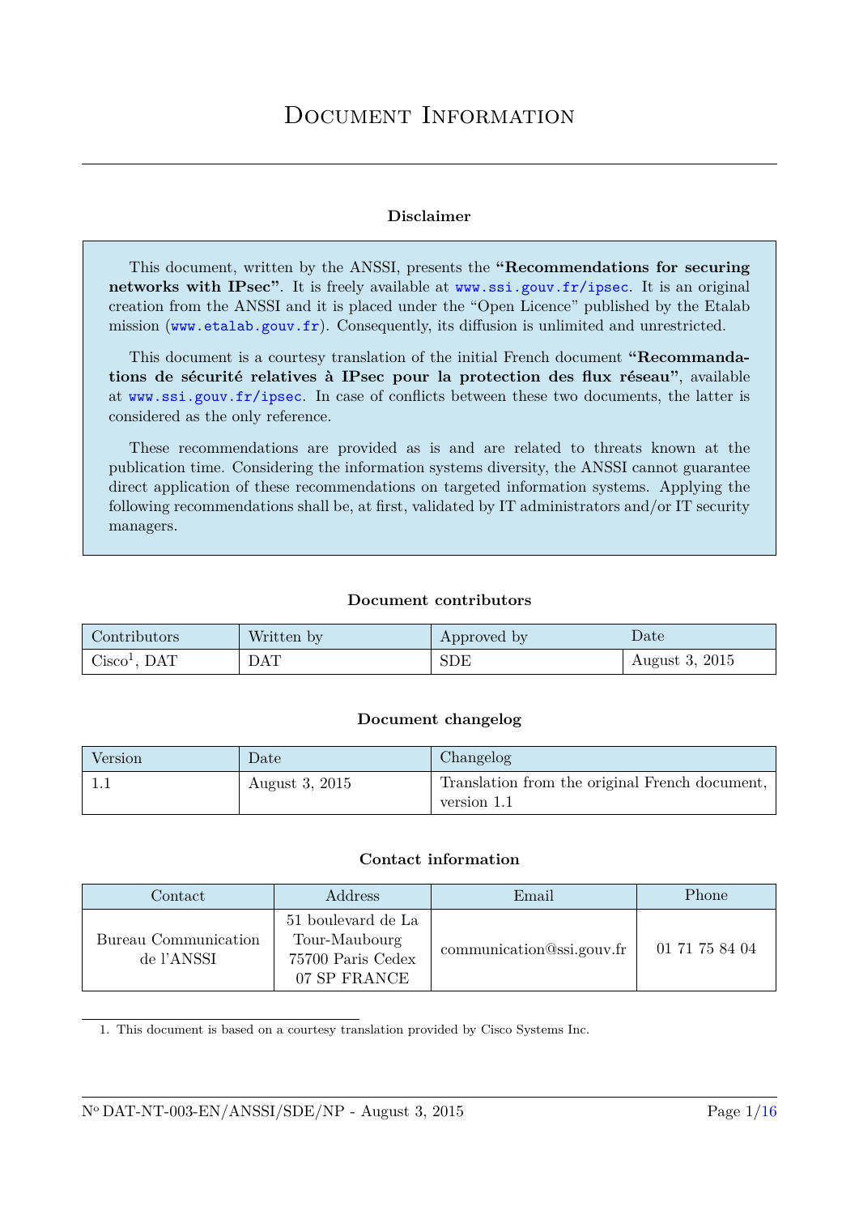# Document Information

### Disclaimer

This document, written by the ANSSI, presents the **"Recommendations for securing networks with IPsec"**. It is freely available at www.ssi.gouv.fr/ipsec. It is an original creation from the ANSSI and it is placed under the "Open Licence" published by the Etalab mission (www.etalab.gouv.fr). Consequently, its diffusion is unlimited and unrestricted.

This document is a courtesy translation of the initial French document **"Recommandations de sécurité relatives à IPsec pour la protection des flux réseau"**, available at www.ssi.gouv.fr/ipsec. In case of conflicts between these two documents, the latter is considered as the only reference.

These recommendations are provided as is and are related to threats known at the publication time. Considering the information systems diversity, the ANSSI cannot guarantee direct application of these recommendations on targeted information systems. Applying the following recommendations shall be, at first, validated by IT administrators and/or IT security managers.

### Document contributors

| Contributors | Written by | Approved by | Date |
|---|---|---|---|
| Cisco[1], DAT | DAT | SDE | August 3, 2015 |

### Document changelog

| Version | Date | Changelog |
|---|---|---|
| 1.1 | August 3, 2015 | Translation from the original French document, version 1.1 |

### Contact information

| Contact | Address | Email | Phone |
|---|---|---|---|
| Bureau Communication de l'ANSSI | 51 boulevard de La Tour-Maubourg 75700 Paris Cedex 07 SP FRANCE | communication@ssi.gouv.fr | 01 71 75 84 04 |

1. This document is based on a courtesy translation provided by Cisco Systems Inc.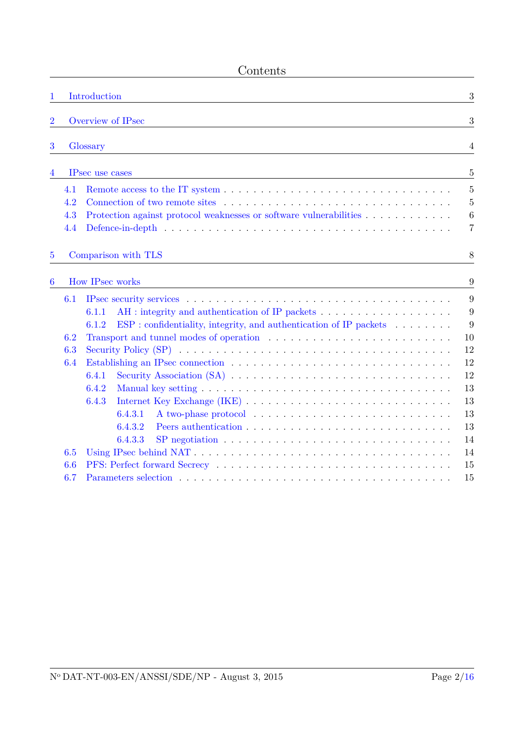# Contents

- 1 Introduction — 3
- 2 Overview of IPsec — 3
- 3 Glossary — 4
- 4 IPsec use cases — 5
  - 4.1 Remote access to the IT system — 5
  - 4.2 Connection of two remote sites — 5
  - 4.3 Protection against protocol weaknesses or software vulnerabilities — 6
  - 4.4 Defence-in-depth — 7
- 5 Comparison with TLS — 8
- 6 How IPsec works — 9
  - 6.1 IPsec security services — 9
    - 6.1.1 AH : integrity and authentication of IP packets — 9
    - 6.1.2 ESP : confidentiality, integrity, and authentication of IP packets — 9
  - 6.2 Transport and tunnel modes of operation — 10
  - 6.3 Security Policy (SP) — 12
  - 6.4 Establishing an IPsec connection — 12
    - 6.4.1 Security Association (SA) — 12
    - 6.4.2 Manual key setting — 13
    - 6.4.3 Internet Key Exchange (IKE) — 13
      - 6.4.3.1 A two-phase protocol — 13
      - 6.4.3.2 Peers authentication — 13
      - 6.4.3.3 SP negotiation — 14
  - 6.5 Using IPsec behind NAT — 14
  - 6.6 PFS: Perfect forward Secrecy — 15
  - 6.7 Parameters selection — 15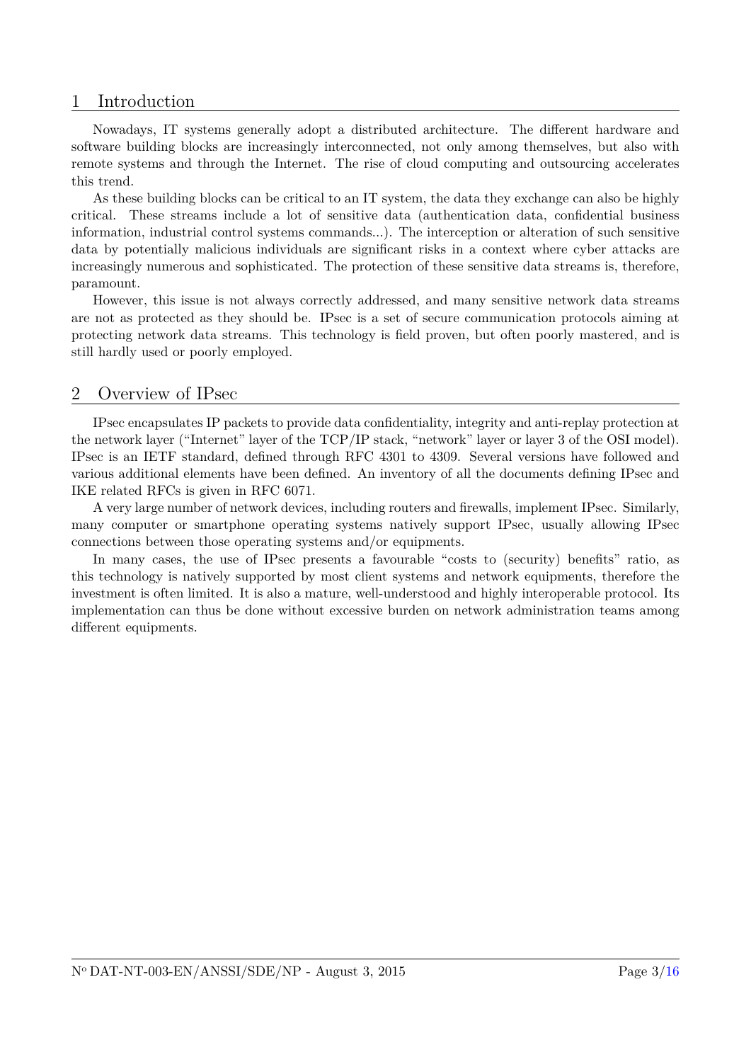## 1 Introduction

Nowadays, IT systems generally adopt a distributed architecture. The different hardware and software building blocks are increasingly interconnected, not only among themselves, but also with remote systems and through the Internet. The rise of cloud computing and outsourcing accelerates this trend.

As these building blocks can be critical to an IT system, the data they exchange can also be highly critical. These streams include a lot of sensitive data (authentication data, confidential business information, industrial control systems commands...). The interception or alteration of such sensitive data by potentially malicious individuals are significant risks in a context where cyber attacks are increasingly numerous and sophisticated. The protection of these sensitive data streams is, therefore, paramount.

However, this issue is not always correctly addressed, and many sensitive network data streams are not as protected as they should be. IPsec is a set of secure communication protocols aiming at protecting network data streams. This technology is field proven, but often poorly mastered, and is still hardly used or poorly employed.

## 2 Overview of IPsec

IPsec encapsulates IP packets to provide data confidentiality, integrity and anti-replay protection at the network layer ("Internet" layer of the TCP/IP stack, "network" layer or layer 3 of the OSI model). IPsec is an IETF standard, defined through RFC 4301 to 4309. Several versions have followed and various additional elements have been defined. An inventory of all the documents defining IPsec and IKE related RFCs is given in RFC 6071.

A very large number of network devices, including routers and firewalls, implement IPsec. Similarly, many computer or smartphone operating systems natively support IPsec, usually allowing IPsec connections between those operating systems and/or equipments.

In many cases, the use of IPsec presents a favourable "costs to (security) benefits" ratio, as this technology is natively supported by most client systems and network equipments, therefore the investment is often limited. It is also a mature, well-understood and highly interoperable protocol. Its implementation can thus be done without excessive burden on network administration teams among different equipments.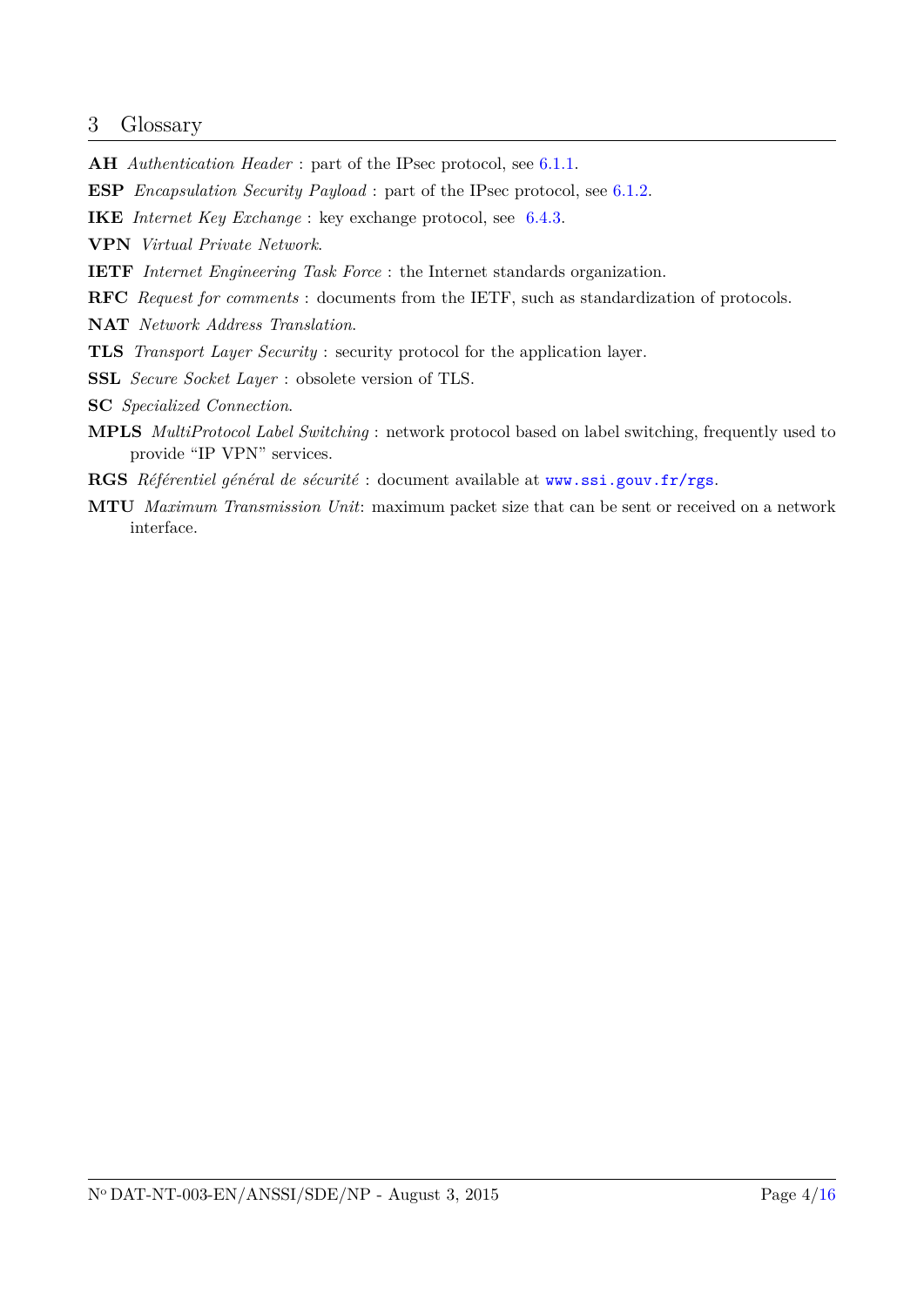## 3 Glossary

**AH** *Authentication Header* : part of the IPsec protocol, see 6.1.1.

**ESP** *Encapsulation Security Payload* : part of the IPsec protocol, see 6.1.2.

**IKE** *Internet Key Exchange* : key exchange protocol, see 6.4.3.

**VPN** *Virtual Private Network*.

**IETF** *Internet Engineering Task Force* : the Internet standards organization.

**RFC** *Request for comments* : documents from the IETF, such as standardization of protocols.

**NAT** *Network Address Translation*.

**TLS** *Transport Layer Security* : security protocol for the application layer.

**SSL** *Secure Socket Layer* : obsolete version of TLS.

**SC** *Specialized Connection*.

**MPLS** *MultiProtocol Label Switching* : network protocol based on label switching, frequently used to provide "IP VPN" services.

**RGS** *Référentiel général de sécurité* : document available at `www.ssi.gouv.fr/rgs`.

**MTU** *Maximum Transmission Unit*: maximum packet size that can be sent or received on a network interface.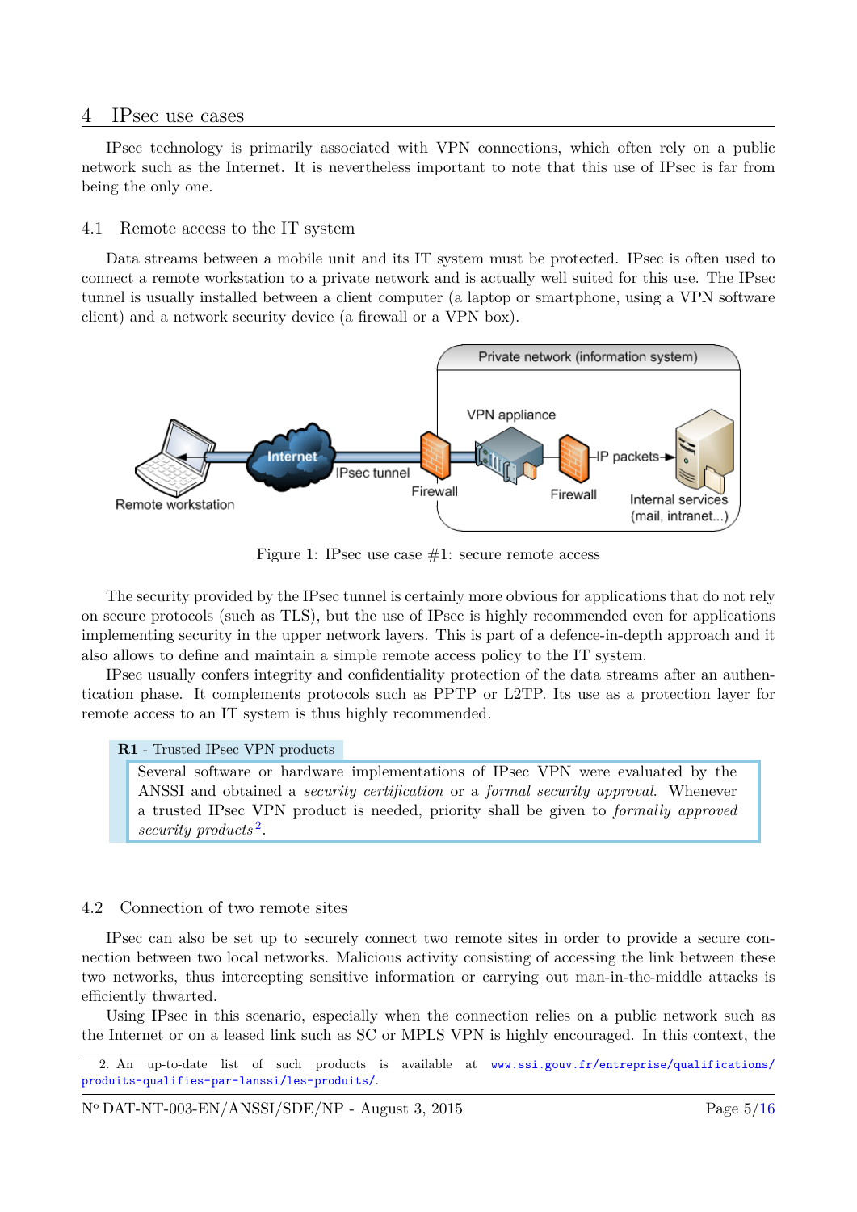## 4 IPsec use cases

IPsec technology is primarily associated with VPN connections, which often rely on a public network such as the Internet. It is nevertheless important to note that this use of IPsec is far from being the only one.

### 4.1 Remote access to the IT system

Data streams between a mobile unit and its IT system must be protected. IPsec is often used to connect a remote workstation to a private network and is actually well suited for this use. The IPsec tunnel is usually installed between a client computer (a laptop or smartphone, using a VPN software client) and a network security device (a firewall or a VPN box).

Figure 1: IPsec use case #1: secure remote access

The security provided by the IPsec tunnel is certainly more obvious for applications that do not rely on secure protocols (such as TLS), but the use of IPsec is highly recommended even for applications implementing security in the upper network layers. This is part of a defence-in-depth approach and it also allows to define and maintain a simple remote access policy to the IT system.

IPsec usually confers integrity and confidentiality protection of the data streams after an authentication phase. It complements protocols such as PPTP or L2TP. Its use as a protection layer for remote access to an IT system is thus highly recommended.

> **R1** - Trusted IPsec VPN products
>
> Several software or hardware implementations of IPsec VPN were evaluated by the ANSSI and obtained a *security certification* or a *formal security approval*. Whenever a trusted IPsec VPN product is needed, priority shall be given to *formally approved security products*[2].

### 4.2 Connection of two remote sites

IPsec can also be set up to securely connect two remote sites in order to provide a secure connection between two local networks. Malicious activity consisting of accessing the link between these two networks, thus intercepting sensitive information or carrying out man-in-the-middle attacks is efficiently thwarted.

Using IPsec in this scenario, especially when the connection relies on a public network such as the Internet or on a leased link such as SC or MPLS VPN is highly encouraged. In this context, the

2. An up-to-date list of such products is available at www.ssi.gouv.fr/entreprise/qualifications/produits-qualifies-par-lanssi/les-produits/.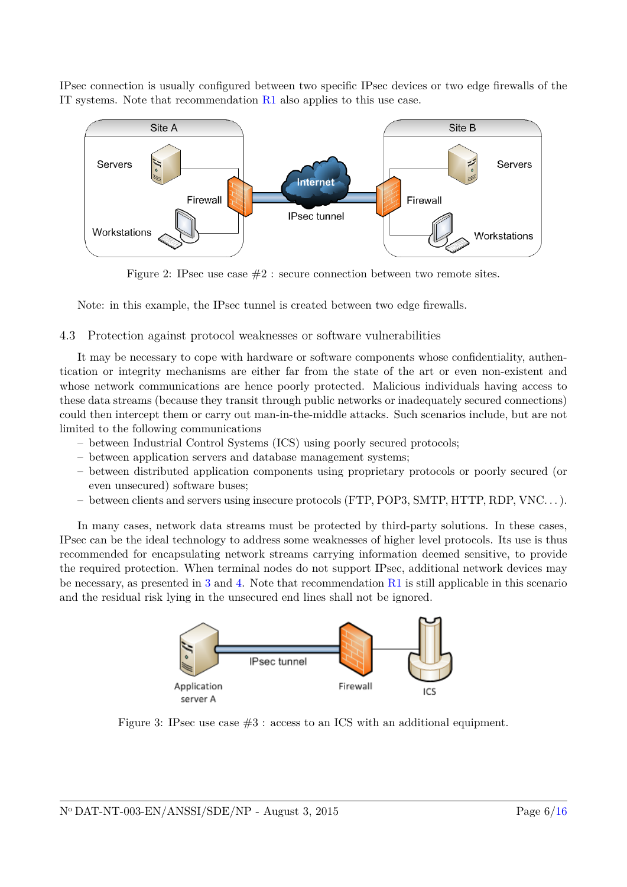IPsec connection is usually configured between two specific IPsec devices or two edge firewalls of the IT systems. Note that recommendation R1 also applies to this use case.

Figure 2: IPsec use case #2 : secure connection between two remote sites.

Note: in this example, the IPsec tunnel is created between two edge firewalls.

## 4.3 Protection against protocol weaknesses or software vulnerabilities

It may be necessary to cope with hardware or software components whose confidentiality, authentication or integrity mechanisms are either far from the state of the art or even non-existent and whose network communications are hence poorly protected. Malicious individuals having access to these data streams (because they transit through public networks or inadequately secured connections) could then intercept them or carry out man-in-the-middle attacks. Such scenarios include, but are not limited to the following communications

- between Industrial Control Systems (ICS) using poorly secured protocols;
- between application servers and database management systems;
- between distributed application components using proprietary protocols or poorly secured (or even unsecured) software buses;
- between clients and servers using insecure protocols (FTP, POP3, SMTP, HTTP, RDP, VNC. . . ).

In many cases, network data streams must be protected by third-party solutions. In these cases, IPsec can be the ideal technology to address some weaknesses of higher level protocols. Its use is thus recommended for encapsulating network streams carrying information deemed sensitive, to provide the required protection. When terminal nodes do not support IPsec, additional network devices may be necessary, as presented in 3 and 4. Note that recommendation R1 is still applicable in this scenario and the residual risk lying in the unsecured end lines shall not be ignored.

Figure 3: IPsec use case #3 : access to an ICS with an additional equipment.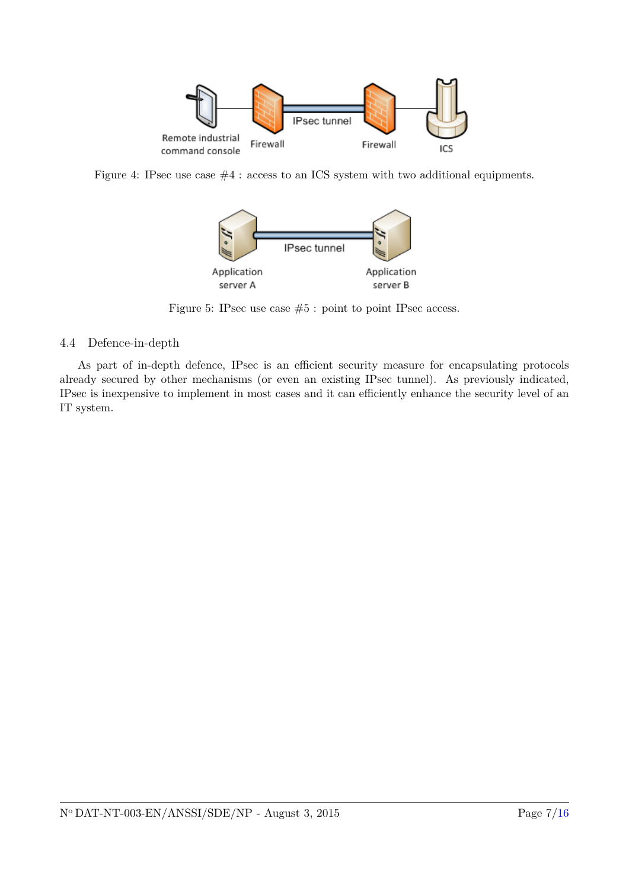Figure 4: IPsec use case #4 : access to an ICS system with two additional equipments.

Figure 5: IPsec use case #5 : point to point IPsec access.

### 4.4 Defence-in-depth

As part of in-depth defence, IPsec is an efficient security measure for encapsulating protocols already secured by other mechanisms (or even an existing IPsec tunnel). As previously indicated, IPsec is inexpensive to implement in most cases and it can efficiently enhance the security level of an IT system.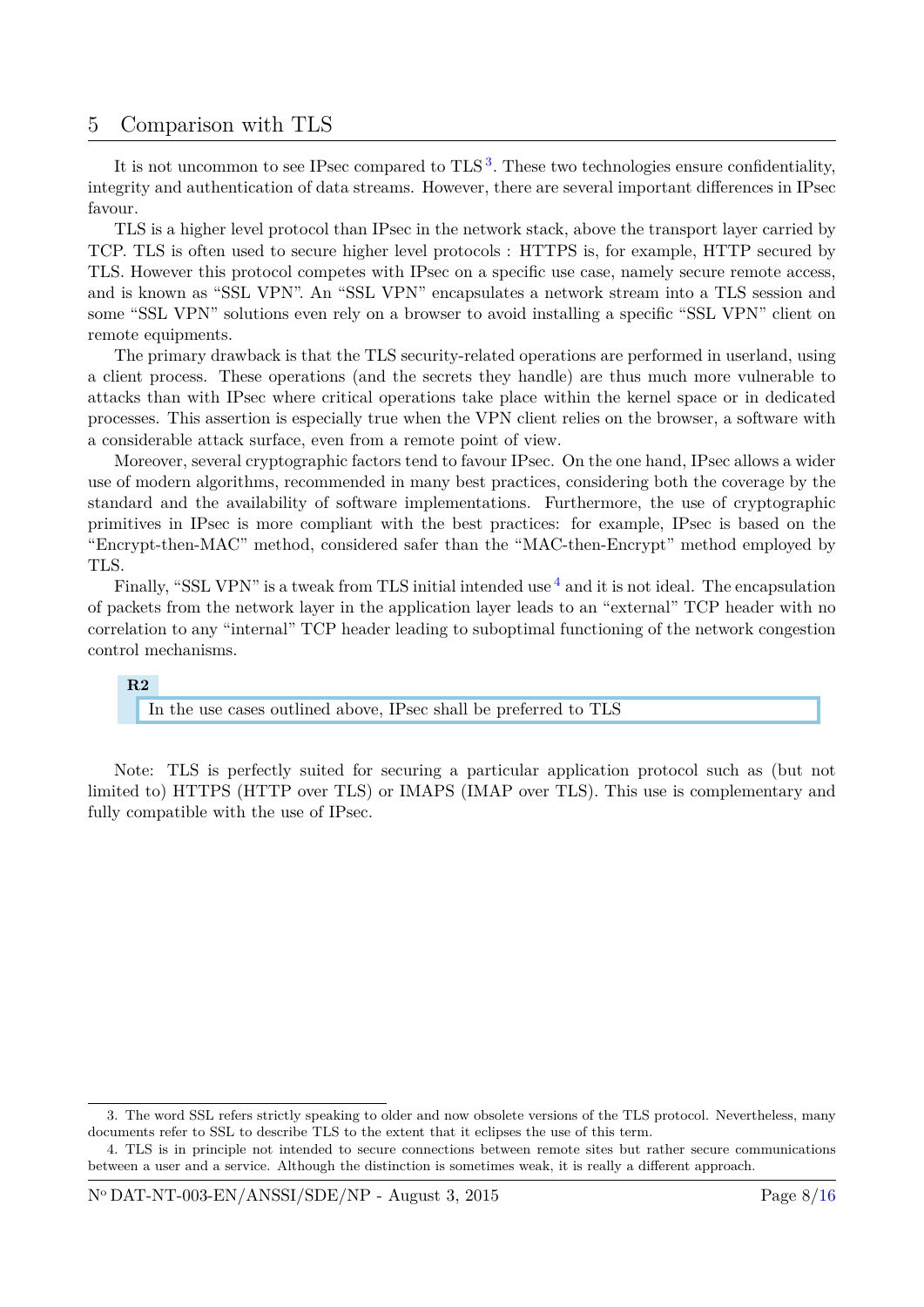## 5 Comparison with TLS

It is not uncommon to see IPsec compared to TLS [3]. These two technologies ensure confidentiality, integrity and authentication of data streams. However, there are several important differences in IPsec favour.

TLS is a higher level protocol than IPsec in the network stack, above the transport layer carried by TCP. TLS is often used to secure higher level protocols : HTTPS is, for example, HTTP secured by TLS. However this protocol competes with IPsec on a specific use case, namely secure remote access, and is known as "SSL VPN". An "SSL VPN" encapsulates a network stream into a TLS session and some "SSL VPN" solutions even rely on a browser to avoid installing a specific "SSL VPN" client on remote equipments.

The primary drawback is that the TLS security-related operations are performed in userland, using a client process. These operations (and the secrets they handle) are thus much more vulnerable to attacks than with IPsec where critical operations take place within the kernel space or in dedicated processes. This assertion is especially true when the VPN client relies on the browser, a software with a considerable attack surface, even from a remote point of view.

Moreover, several cryptographic factors tend to favour IPsec. On the one hand, IPsec allows a wider use of modern algorithms, recommended in many best practices, considering both the coverage by the standard and the availability of software implementations. Furthermore, the use of cryptographic primitives in IPsec is more compliant with the best practices: for example, IPsec is based on the "Encrypt-then-MAC" method, considered safer than the "MAC-then-Encrypt" method employed by TLS.

Finally, "SSL VPN" is a tweak from TLS initial intended use [4] and it is not ideal. The encapsulation of packets from the network layer in the application layer leads to an "external" TCP header with no correlation to any "internal" TCP header leading to suboptimal functioning of the network congestion control mechanisms.

**R2**

> In the use cases outlined above, IPsec shall be preferred to TLS

Note: TLS is perfectly suited for securing a particular application protocol such as (but not limited to) HTTPS (HTTP over TLS) or IMAPS (IMAP over TLS). This use is complementary and fully compatible with the use of IPsec.

---

3. The word SSL refers strictly speaking to older and now obsolete versions of the TLS protocol. Nevertheless, many documents refer to SSL to describe TLS to the extent that it eclipses the use of this term.

4. TLS is in principle not intended to secure connections between remote sites but rather secure communications between a user and a service. Although the distinction is sometimes weak, it is really a different approach.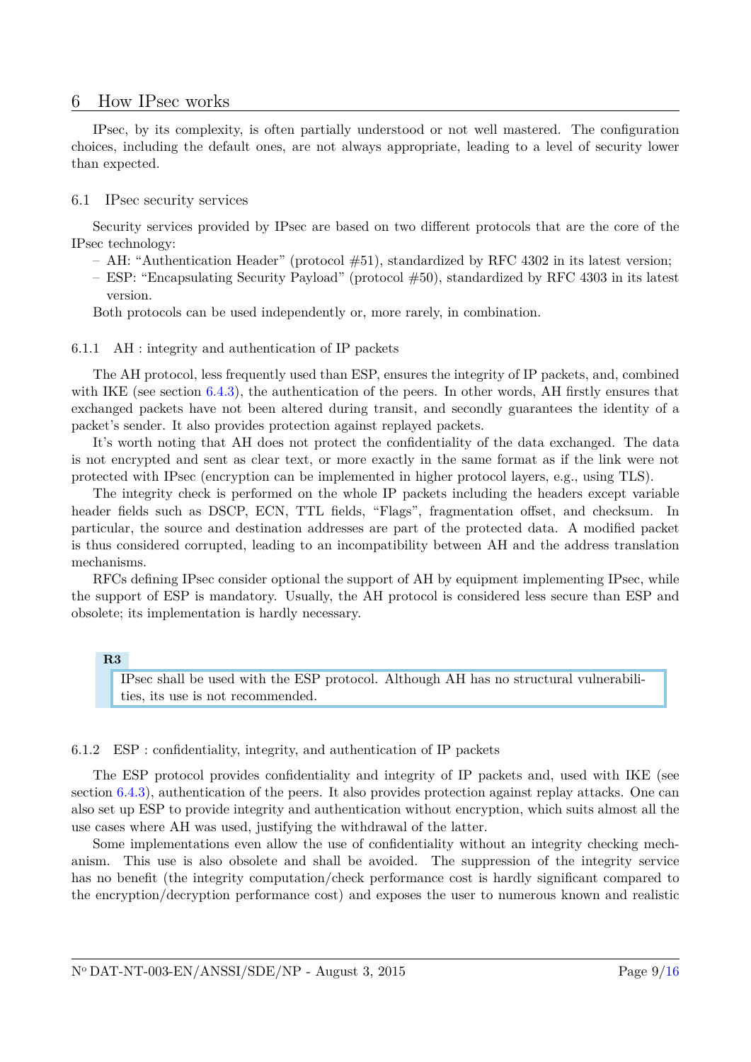## 6 How IPsec works

IPsec, by its complexity, is often partially understood or not well mastered. The configuration choices, including the default ones, are not always appropriate, leading to a level of security lower than expected.

### 6.1 IPsec security services

Security services provided by IPsec are based on two different protocols that are the core of the IPsec technology:

- AH: "Authentication Header" (protocol #51), standardized by RFC 4302 in its latest version;
- ESP: "Encapsulating Security Payload" (protocol #50), standardized by RFC 4303 in its latest version.

Both protocols can be used independently or, more rarely, in combination.

#### 6.1.1 AH : integrity and authentication of IP packets

The AH protocol, less frequently used than ESP, ensures the integrity of IP packets, and, combined with IKE (see section 6.4.3), the authentication of the peers. In other words, AH firstly ensures that exchanged packets have not been altered during transit, and secondly guarantees the identity of a packet's sender. It also provides protection against replayed packets.

It's worth noting that AH does not protect the confidentiality of the data exchanged. The data is not encrypted and sent as clear text, or more exactly in the same format as if the link were not protected with IPsec (encryption can be implemented in higher protocol layers, e.g., using TLS).

The integrity check is performed on the whole IP packets including the headers except variable header fields such as DSCP, ECN, TTL fields, "Flags", fragmentation offset, and checksum. In particular, the source and destination addresses are part of the protected data. A modified packet is thus considered corrupted, leading to an incompatibility between AH and the address translation mechanisms.

RFCs defining IPsec consider optional the support of AH by equipment implementing IPsec, while the support of ESP is mandatory. Usually, the AH protocol is considered less secure than ESP and obsolete; its implementation is hardly necessary.

> **R3**
>
> IPsec shall be used with the ESP protocol. Although AH has no structural vulnerabilities, its use is not recommended.

#### 6.1.2 ESP : confidentiality, integrity, and authentication of IP packets

The ESP protocol provides confidentiality and integrity of IP packets and, used with IKE (see section 6.4.3), authentication of the peers. It also provides protection against replay attacks. One can also set up ESP to provide integrity and authentication without encryption, which suits almost all the use cases where AH was used, justifying the withdrawal of the latter.

Some implementations even allow the use of confidentiality without an integrity checking mechanism. This use is also obsolete and shall be avoided. The suppression of the integrity service has no benefit (the integrity computation/check performance cost is hardly significant compared to the encryption/decryption performance cost) and exposes the user to numerous known and realistic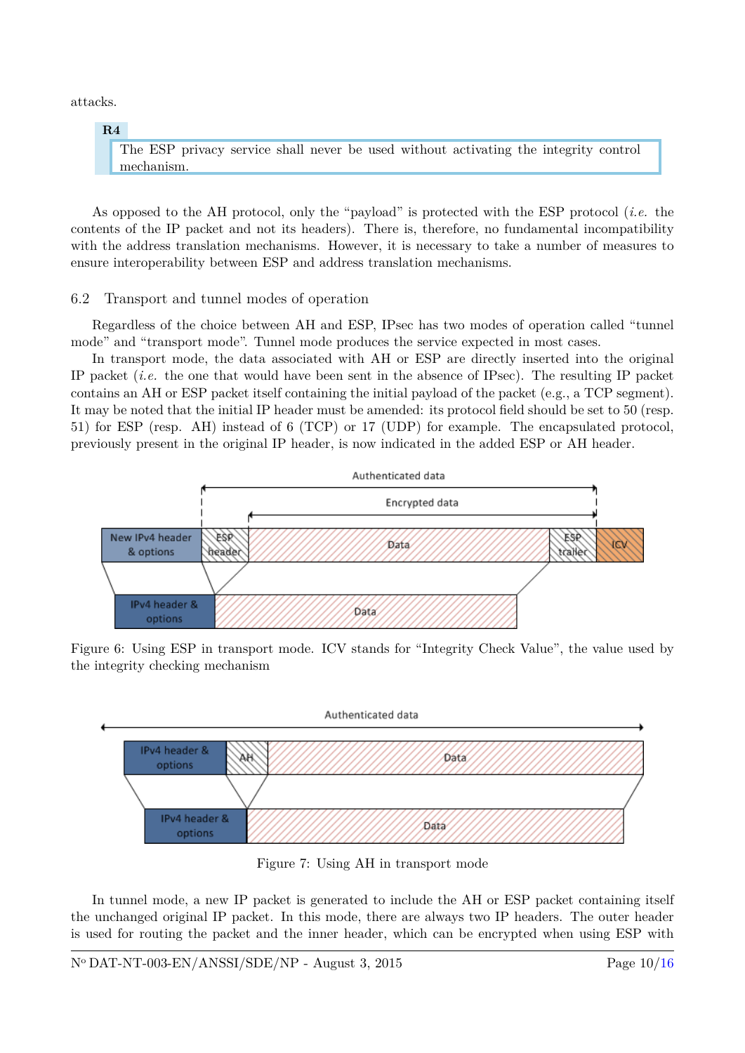attacks.

**R4**

The ESP privacy service shall never be used without activating the integrity control mechanism.

As opposed to the AH protocol, only the "payload" is protected with the ESP protocol (*i.e.* the contents of the IP packet and not its headers). There is, therefore, no fundamental incompatibility with the address translation mechanisms. However, it is necessary to take a number of measures to ensure interoperability between ESP and address translation mechanisms.

## 6.2 Transport and tunnel modes of operation

Regardless of the choice between AH and ESP, IPsec has two modes of operation called "tunnel mode" and "transport mode". Tunnel mode produces the service expected in most cases.

In transport mode, the data associated with AH or ESP are directly inserted into the original IP packet (*i.e.* the one that would have been sent in the absence of IPsec). The resulting IP packet contains an AH or ESP packet itself containing the initial payload of the packet (e.g., a TCP segment). It may be noted that the initial IP header must be amended: its protocol field should be set to 50 (resp. 51) for ESP (resp. AH) instead of 6 (TCP) or 17 (UDP) for example. The encapsulated protocol, previously present in the original IP header, is now indicated in the added ESP or AH header.

Figure 6: Using ESP in transport mode. ICV stands for "Integrity Check Value", the value used by the integrity checking mechanism

Figure 7: Using AH in transport mode

In tunnel mode, a new IP packet is generated to include the AH or ESP packet containing itself the unchanged original IP packet. In this mode, there are always two IP headers. The outer header is used for routing the packet and the inner header, which can be encrypted when using ESP with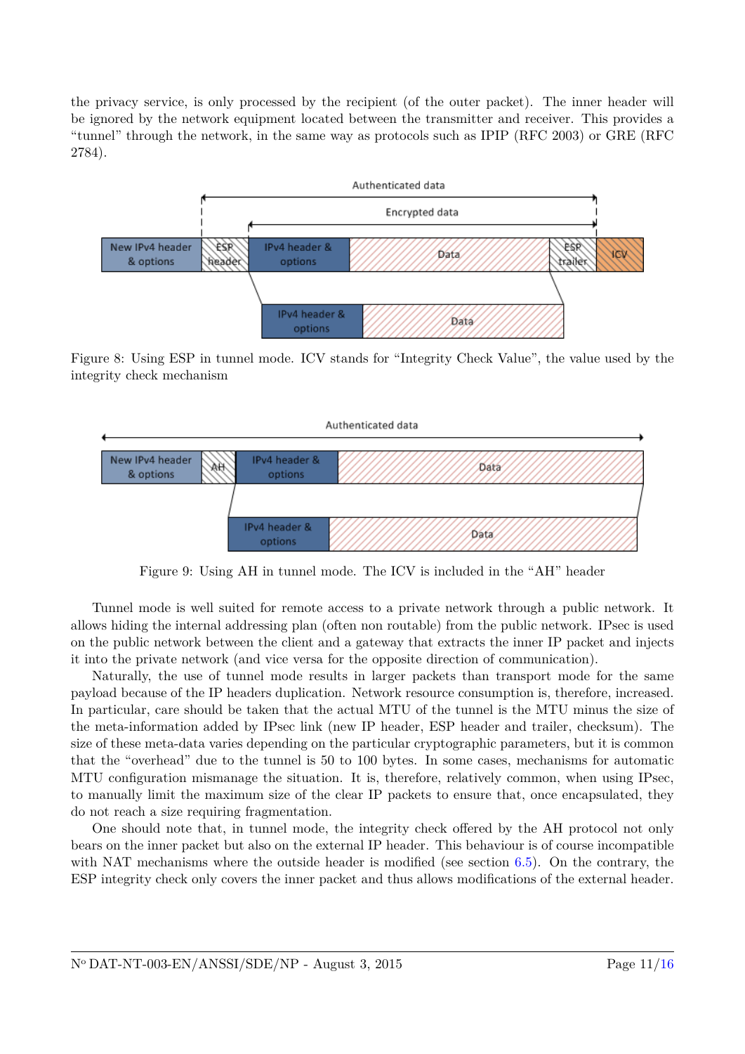the privacy service, is only processed by the recipient (of the outer packet). The inner header will be ignored by the network equipment located between the transmitter and receiver. This provides a "tunnel" through the network, in the same way as protocols such as IPIP (RFC 2003) or GRE (RFC 2784).

Figure 8: Using ESP in tunnel mode. ICV stands for "Integrity Check Value", the value used by the integrity check mechanism

Figure 9: Using AH in tunnel mode. The ICV is included in the "AH" header

Tunnel mode is well suited for remote access to a private network through a public network. It allows hiding the internal addressing plan (often non routable) from the public network. IPsec is used on the public network between the client and a gateway that extracts the inner IP packet and injects it into the private network (and vice versa for the opposite direction of communication).

Naturally, the use of tunnel mode results in larger packets than transport mode for the same payload because of the IP headers duplication. Network resource consumption is, therefore, increased. In particular, care should be taken that the actual MTU of the tunnel is the MTU minus the size of the meta-information added by IPsec link (new IP header, ESP header and trailer, checksum). The size of these meta-data varies depending on the particular cryptographic parameters, but it is common that the "overhead" due to the tunnel is 50 to 100 bytes. In some cases, mechanisms for automatic MTU configuration mismanage the situation. It is, therefore, relatively common, when using IPsec, to manually limit the maximum size of the clear IP packets to ensure that, once encapsulated, they do not reach a size requiring fragmentation.

One should note that, in tunnel mode, the integrity check offered by the AH protocol not only bears on the inner packet but also on the external IP header. This behaviour is of course incompatible with NAT mechanisms where the outside header is modified (see section 6.5). On the contrary, the ESP integrity check only covers the inner packet and thus allows modifications of the external header.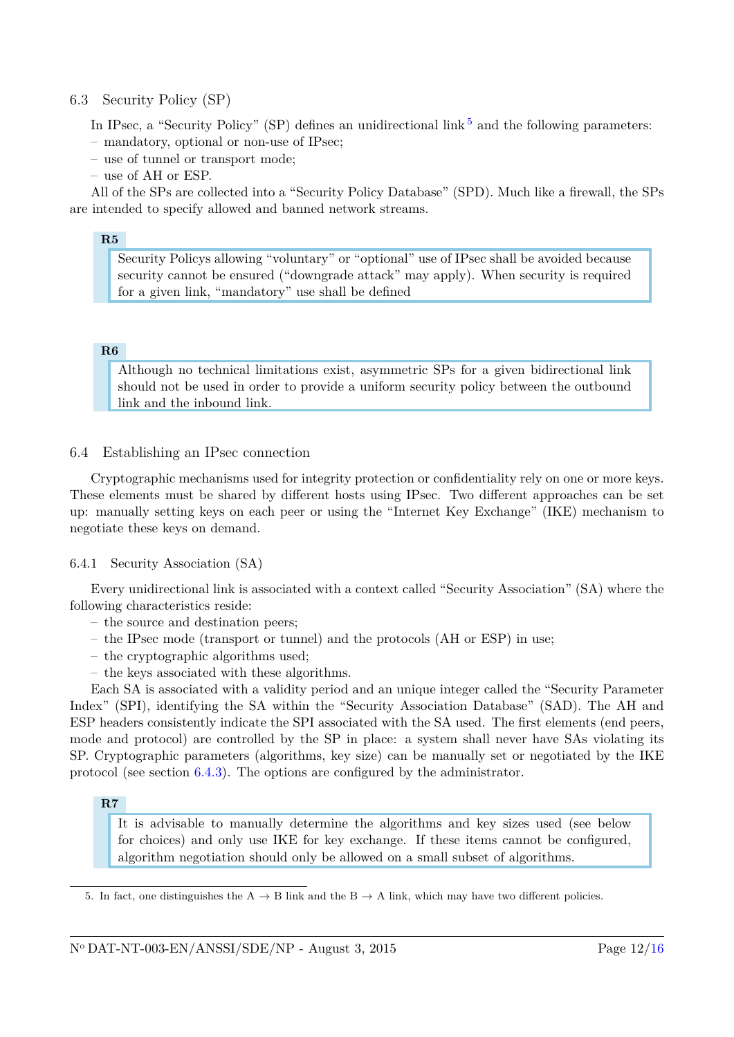### 6.3 Security Policy (SP)

In IPsec, a "Security Policy" (SP) defines an unidirectional link [5] and the following parameters:

– mandatory, optional or non-use of IPsec;
– use of tunnel or transport mode;
– use of AH or ESP.

All of the SPs are collected into a "Security Policy Database" (SPD). Much like a firewall, the SPs are intended to specify allowed and banned network streams.

> **R5**
>
> Security Policys allowing "voluntary" or "optional" use of IPsec shall be avoided because security cannot be ensured ("downgrade attack" may apply). When security is required for a given link, "mandatory" use shall be defined

> **R6**
>
> Although no technical limitations exist, asymmetric SPs for a given bidirectional link should not be used in order to provide a uniform security policy between the outbound link and the inbound link.

### 6.4 Establishing an IPsec connection

Cryptographic mechanisms used for integrity protection or confidentiality rely on one or more keys. These elements must be shared by different hosts using IPsec. Two different approaches can be set up: manually setting keys on each peer or using the "Internet Key Exchange" (IKE) mechanism to negotiate these keys on demand.

#### 6.4.1 Security Association (SA)

Every unidirectional link is associated with a context called "Security Association" (SA) where the following characteristics reside:

– the source and destination peers;
– the IPsec mode (transport or tunnel) and the protocols (AH or ESP) in use;
– the cryptographic algorithms used;
– the keys associated with these algorithms.

Each SA is associated with a validity period and an unique integer called the "Security Parameter Index" (SPI), identifying the SA within the "Security Association Database" (SAD). The AH and ESP headers consistently indicate the SPI associated with the SA used. The first elements (end peers, mode and protocol) are controlled by the SP in place: a system shall never have SAs violating its SP. Cryptographic parameters (algorithms, key size) can be manually set or negotiated by the IKE protocol (see section 6.4.3). The options are configured by the administrator.

> **R7**
>
> It is advisable to manually determine the algorithms and key sizes used (see below for choices) and only use IKE for key exchange. If these items cannot be configured, algorithm negotiation should only be allowed on a small subset of algorithms.

---

5. In fact, one distinguishes the A → B link and the B → A link, which may have two different policies.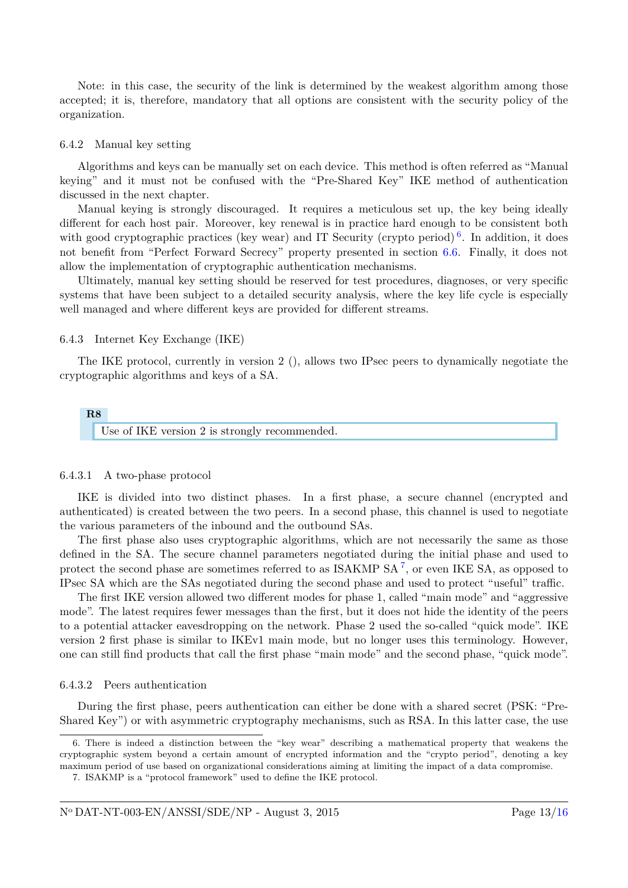Note: in this case, the security of the link is determined by the weakest algorithm among those accepted; it is, therefore, mandatory that all options are consistent with the security policy of the organization.

#### 6.4.2 Manual key setting

Algorithms and keys can be manually set on each device. This method is often referred as "Manual keying" and it must not be confused with the "Pre-Shared Key" IKE method of authentication discussed in the next chapter.

Manual keying is strongly discouraged. It requires a meticulous set up, the key being ideally different for each host pair. Moreover, key renewal is in practice hard enough to be consistent both with good cryptographic practices (key wear) and IT Security (crypto period)[6]. In addition, it does not benefit from "Perfect Forward Secrecy" property presented in section 6.6. Finally, it does not allow the implementation of cryptographic authentication mechanisms.

Ultimately, manual key setting should be reserved for test procedures, diagnoses, or very specific systems that have been subject to a detailed security analysis, where the key life cycle is especially well managed and where different keys are provided for different streams.

#### 6.4.3 Internet Key Exchange (IKE)

The IKE protocol, currently in version 2 (), allows two IPsec peers to dynamically negotiate the cryptographic algorithms and keys of a SA.

**R8**

> Use of IKE version 2 is strongly recommended.

##### 6.4.3.1 A two-phase protocol

IKE is divided into two distinct phases. In a first phase, a secure channel (encrypted and authenticated) is created between the two peers. In a second phase, this channel is used to negotiate the various parameters of the inbound and the outbound SAs.

The first phase also uses cryptographic algorithms, which are not necessarily the same as those defined in the SA. The secure channel parameters negotiated during the initial phase and used to protect the second phase are sometimes referred to as ISAKMP SA[7], or even IKE SA, as opposed to IPsec SA which are the SAs negotiated during the second phase and used to protect "useful" traffic.

The first IKE version allowed two different modes for phase 1, called "main mode" and "aggressive mode". The latest requires fewer messages than the first, but it does not hide the identity of the peers to a potential attacker eavesdropping on the network. Phase 2 used the so-called "quick mode". IKE version 2 first phase is similar to IKEv1 main mode, but no longer uses this terminology. However, one can still find products that call the first phase "main mode" and the second phase, "quick mode".

##### 6.4.3.2 Peers authentication

During the first phase, peers authentication can either be done with a shared secret (PSK: "Pre-Shared Key") or with asymmetric cryptography mechanisms, such as RSA. In this latter case, the use

---

6. There is indeed a distinction between the "key wear" describing a mathematical property that weakens the cryptographic system beyond a certain amount of encrypted information and the "crypto period", denoting a key maximum period of use based on organizational considerations aiming at limiting the impact of a data compromise.

7. ISAKMP is a "protocol framework" used to define the IKE protocol.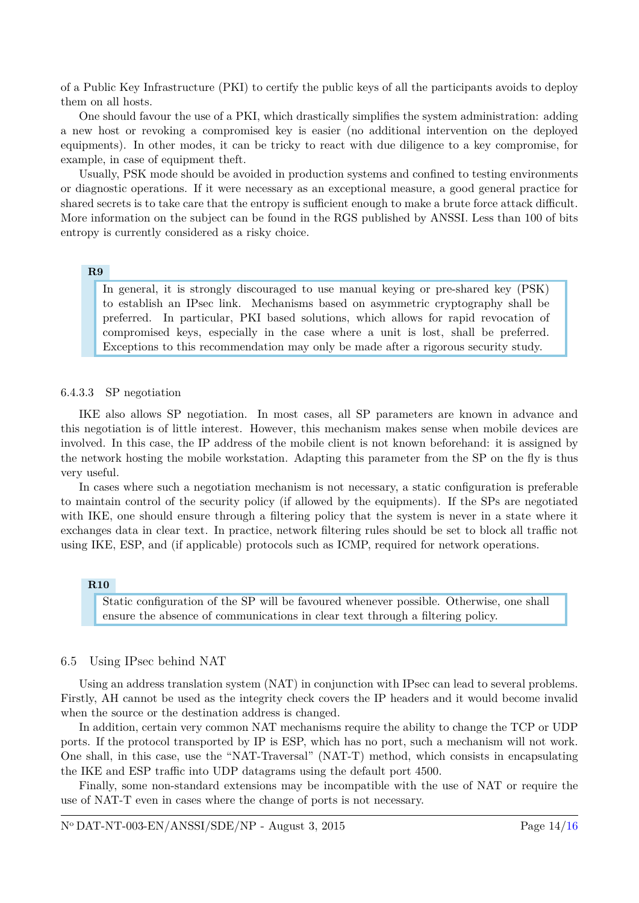of a Public Key Infrastructure (PKI) to certify the public keys of all the participants avoids to deploy them on all hosts.

One should favour the use of a PKI, which drastically simplifies the system administration: adding a new host or revoking a compromised key is easier (no additional intervention on the deployed equipments). In other modes, it can be tricky to react with due diligence to a key compromise, for example, in case of equipment theft.

Usually, PSK mode should be avoided in production systems and confined to testing environments or diagnostic operations. If it were necessary as an exceptional measure, a good general practice for shared secrets is to take care that the entropy is sufficient enough to make a brute force attack difficult. More information on the subject can be found in the RGS published by ANSSI. Less than 100 of bits entropy is currently considered as a risky choice.

**R9**

> In general, it is strongly discouraged to use manual keying or pre-shared key (PSK) to establish an IPsec link. Mechanisms based on asymmetric cryptography shall be preferred. In particular, PKI based solutions, which allows for rapid revocation of compromised keys, especially in the case where a unit is lost, shall be preferred. Exceptions to this recommendation may only be made after a rigorous security study.

#### 6.4.3.3 SP negotiation

IKE also allows SP negotiation. In most cases, all SP parameters are known in advance and this negotiation is of little interest. However, this mechanism makes sense when mobile devices are involved. In this case, the IP address of the mobile client is not known beforehand: it is assigned by the network hosting the mobile workstation. Adapting this parameter from the SP on the fly is thus very useful.

In cases where such a negotiation mechanism is not necessary, a static configuration is preferable to maintain control of the security policy (if allowed by the equipments). If the SPs are negotiated with IKE, one should ensure through a filtering policy that the system is never in a state where it exchanges data in clear text. In practice, network filtering rules should be set to block all traffic not using IKE, ESP, and (if applicable) protocols such as ICMP, required for network operations.

**R10**

> Static configuration of the SP will be favoured whenever possible. Otherwise, one shall ensure the absence of communications in clear text through a filtering policy.

## 6.5 Using IPsec behind NAT

Using an address translation system (NAT) in conjunction with IPsec can lead to several problems. Firstly, AH cannot be used as the integrity check covers the IP headers and it would become invalid when the source or the destination address is changed.

In addition, certain very common NAT mechanisms require the ability to change the TCP or UDP ports. If the protocol transported by IP is ESP, which has no port, such a mechanism will not work. One shall, in this case, use the "NAT-Traversal" (NAT-T) method, which consists in encapsulating the IKE and ESP traffic into UDP datagrams using the default port 4500.

Finally, some non-standard extensions may be incompatible with the use of NAT or require the use of NAT-T even in cases where the change of ports is not necessary.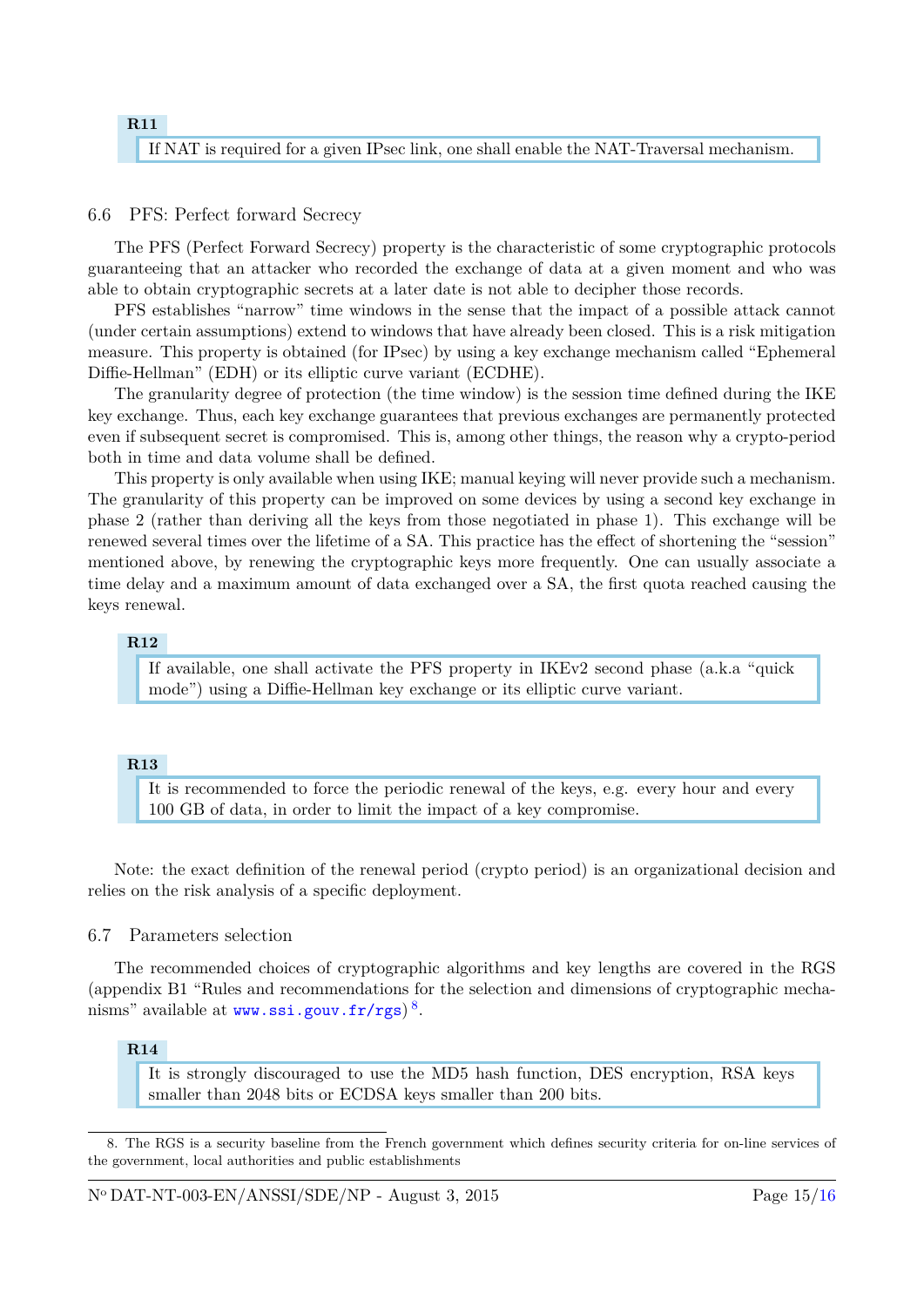**R11**

> If NAT is required for a given IPsec link, one shall enable the NAT-Traversal mechanism.

### 6.6 PFS: Perfect forward Secrecy

The PFS (Perfect Forward Secrecy) property is the characteristic of some cryptographic protocols guaranteeing that an attacker who recorded the exchange of data at a given moment and who was able to obtain cryptographic secrets at a later date is not able to decipher those records.

PFS establishes "narrow" time windows in the sense that the impact of a possible attack cannot (under certain assumptions) extend to windows that have already been closed. This is a risk mitigation measure. This property is obtained (for IPsec) by using a key exchange mechanism called "Ephemeral Diffie-Hellman" (EDH) or its elliptic curve variant (ECDHE).

The granularity degree of protection (the time window) is the session time defined during the IKE key exchange. Thus, each key exchange guarantees that previous exchanges are permanently protected even if subsequent secret is compromised. This is, among other things, the reason why a crypto-period both in time and data volume shall be defined.

This property is only available when using IKE; manual keying will never provide such a mechanism. The granularity of this property can be improved on some devices by using a second key exchange in phase 2 (rather than deriving all the keys from those negotiated in phase 1). This exchange will be renewed several times over the lifetime of a SA. This practice has the effect of shortening the "session" mentioned above, by renewing the cryptographic keys more frequently. One can usually associate a time delay and a maximum amount of data exchanged over a SA, the first quota reached causing the keys renewal.

**R12**

> If available, one shall activate the PFS property in IKEv2 second phase (a.k.a "quick mode") using a Diffie-Hellman key exchange or its elliptic curve variant.

**R13**

> It is recommended to force the periodic renewal of the keys, e.g. every hour and every 100 GB of data, in order to limit the impact of a key compromise.

Note: the exact definition of the renewal period (crypto period) is an organizational decision and relies on the risk analysis of a specific deployment.

### 6.7 Parameters selection

The recommended choices of cryptographic algorithms and key lengths are covered in the RGS (appendix B1 "Rules and recommendations for the selection and dimensions of cryptographic mechanisms" available at www.ssi.gouv.fr/rgs) [8].

**R14**

> It is strongly discouraged to use the MD5 hash function, DES encryption, RSA keys smaller than 2048 bits or ECDSA keys smaller than 200 bits.

---

8. The RGS is a security baseline from the French government which defines security criteria for on-line services of the government, local authorities and public establishments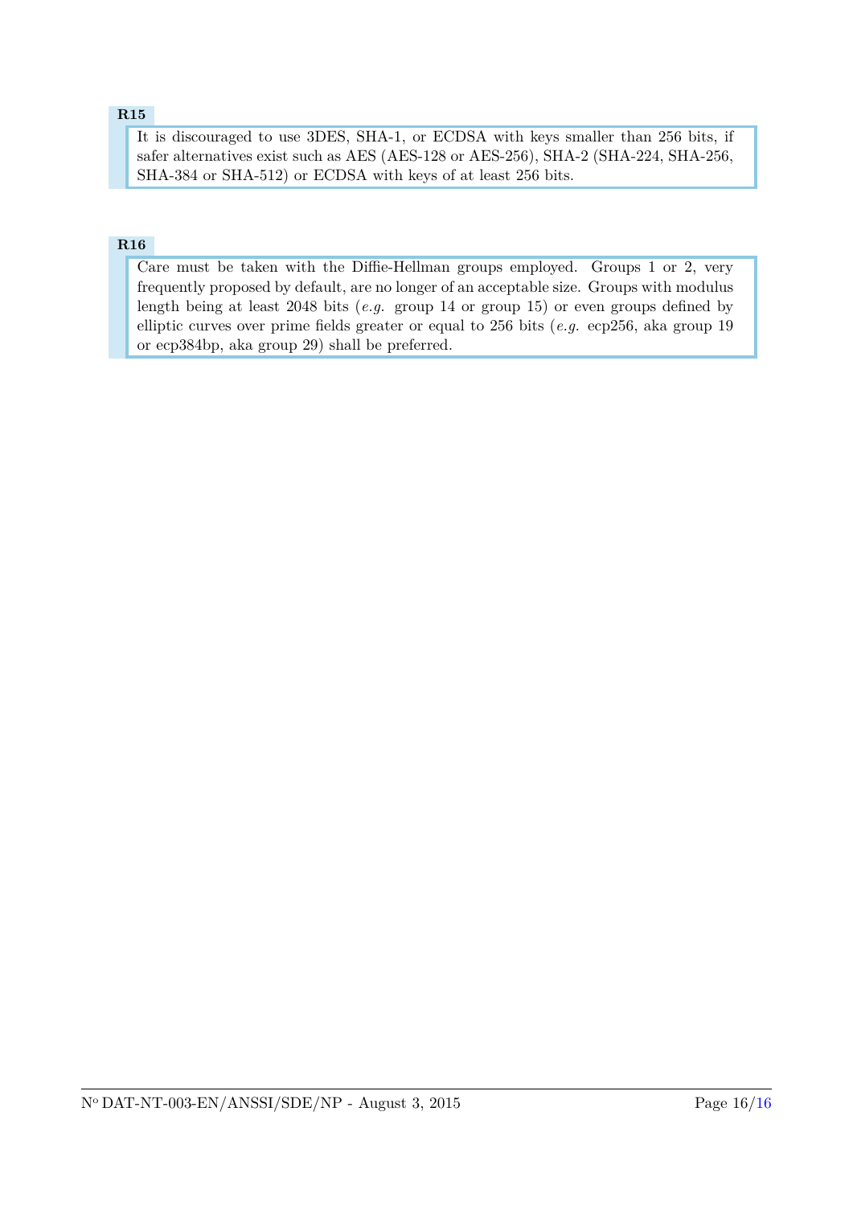**R15**

It is discouraged to use 3DES, SHA-1, or ECDSA with keys smaller than 256 bits, if safer alternatives exist such as AES (AES-128 or AES-256), SHA-2 (SHA-224, SHA-256, SHA-384 or SHA-512) or ECDSA with keys of at least 256 bits.

**R16**

Care must be taken with the Diffie-Hellman groups employed. Groups 1 or 2, very frequently proposed by default, are no longer of an acceptable size. Groups with modulus length being at least 2048 bits (*e.g.* group 14 or group 15) or even groups defined by elliptic curves over prime fields greater or equal to 256 bits (*e.g.* ecp256, aka group 19 or ecp384bp, aka group 29) shall be preferred.